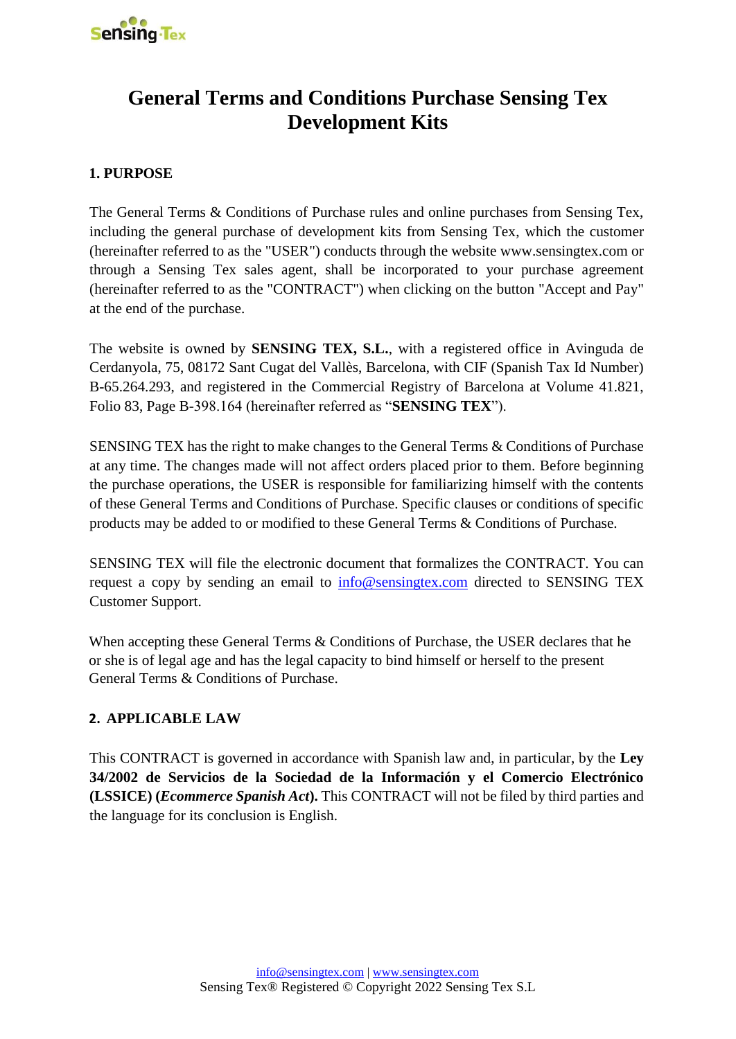# General Terms and Conditions Purchase Sensing Tex Development Kits

## 1. PURPOSE

The General Terms & Conditions of Purchase rules and online purchases from Sensing Tex, including the general purchase of development kits from Sensing Tex, which the customer (hereinafter referred to as the "USER") conducts through the website www.sensingtex.com or through a Sensing Tex sales agent, shall be incorporated to your purchase agreement (hereinafter referred to as the "CONTRACT") when clicking on the button "Accept and Pay" at the end of the purchase.

The website is owned by **SENSING TEX, S.L.**, with a registered office in Avinguda de Cerdanyola, 75, 08172 Sant Cugat del Vallès, Barcelona, with CIF (Spanish Tax Id Number) B-65.264.293, and registered in the Commercial Registry of Barcelona at Volume 41.821, Folio 83, Page B-398.164 (hereinafter referred as "**SENSING TEX**").

SENSING TEX has the right to make changes to the General Terms & Conditions of Purchase at any time. The changes made will not affect orders placed prior to them. Before beginning the purchase operations, the USER is responsible for familiarizing himself with the contents of these General Terms and Conditions of Purchase. Specific clauses or conditions of specific products may be added to or modified to these General Terms & Conditions of Purchase.

SENSING TEX will file the electronic document that formalizes the CONTRACT. You can request a copy by sending an email to info@sensingtex.com directed to SENSING TEX Customer Support.

When accepting these General Terms & Conditions of Purchase, the USER declares that he or she is of legal age and has the legal capacity to bind himself or herself to the present General Terms & Conditions of Purchase.

## 2. APPLICABLE LAW

This CONTRACT is governed in accordance with Spanish law and, in particular, by the **Ley 34/2002 de Servicios de la Sociedad de la Información y el Comercio Electrónico (LSSICE) (*Ecommerce Spanish Act*).** This CONTRACT will not be filed by third parties and the language for its conclusion is English.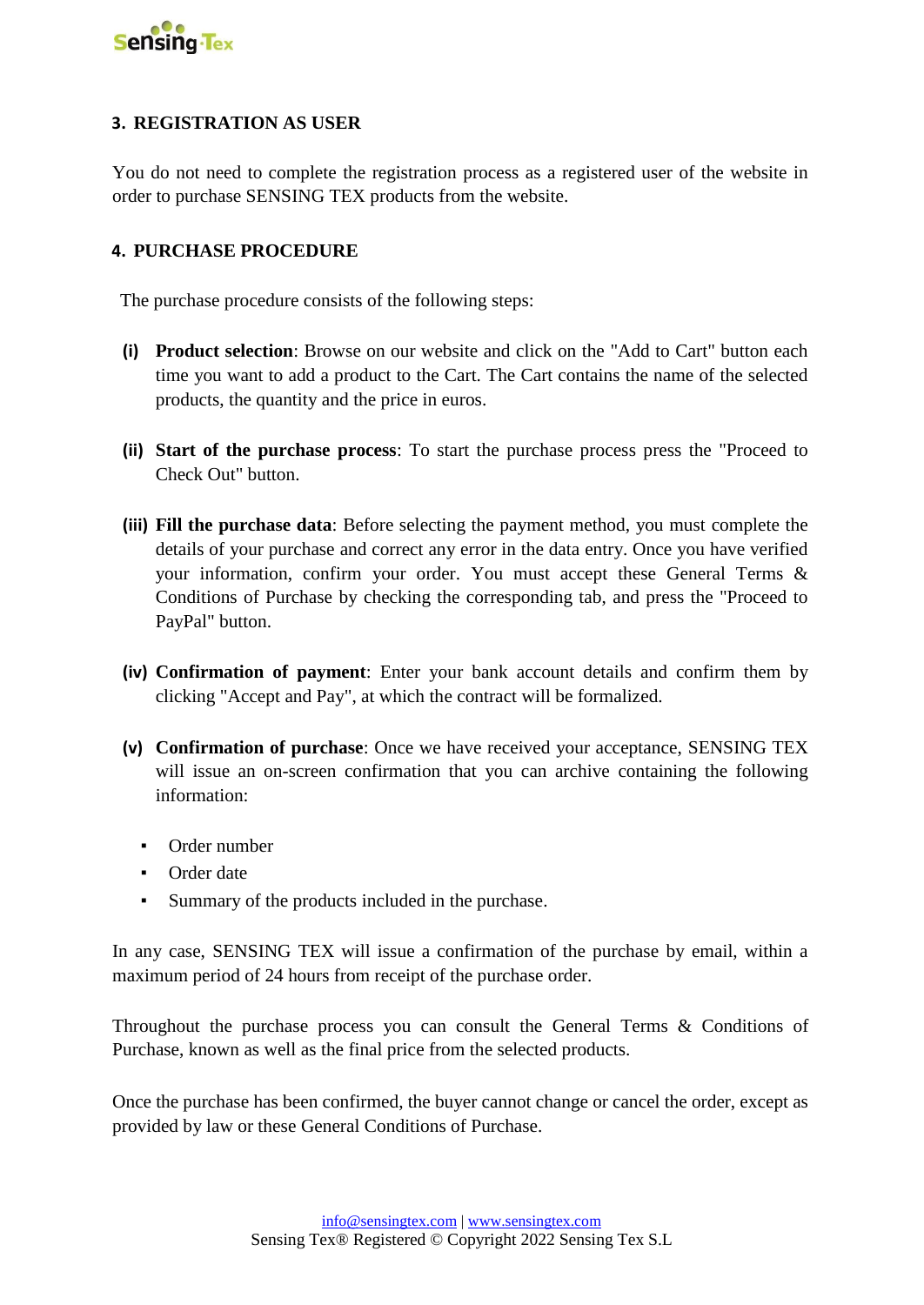## 3. REGISTRATION AS USER

You do not need to complete the registration process as a registered user of the website in order to purchase SENSING TEX products from the website.

## 4. PURCHASE PROCEDURE

The purchase procedure consists of the following steps:

**(i)** **Product selection**: Browse on our website and click on the "Add to Cart" button each time you want to add a product to the Cart. The Cart contains the name of the selected products, the quantity and the price in euros.

**(ii)** **Start of the purchase process**: To start the purchase process press the "Proceed to Check Out" button.

**(iii)** **Fill the purchase data**: Before selecting the payment method, you must complete the details of your purchase and correct any error in the data entry. Once you have verified your information, confirm your order. You must accept these General Terms & Conditions of Purchase by checking the corresponding tab, and press the "Proceed to PayPal" button.

**(iv)** **Confirmation of payment**: Enter your bank account details and confirm them by clicking "Accept and Pay", at which the contract will be formalized.

**(v)** **Confirmation of purchase**: Once we have received your acceptance, SENSING TEX will issue an on-screen confirmation that you can archive containing the following information:

- Order number
- Order date
- Summary of the products included in the purchase.

In any case, SENSING TEX will issue a confirmation of the purchase by email, within a maximum period of 24 hours from receipt of the purchase order.

Throughout the purchase process you can consult the General Terms & Conditions of Purchase, known as well as the final price from the selected products.

Once the purchase has been confirmed, the buyer cannot change or cancel the order, except as provided by law or these General Conditions of Purchase.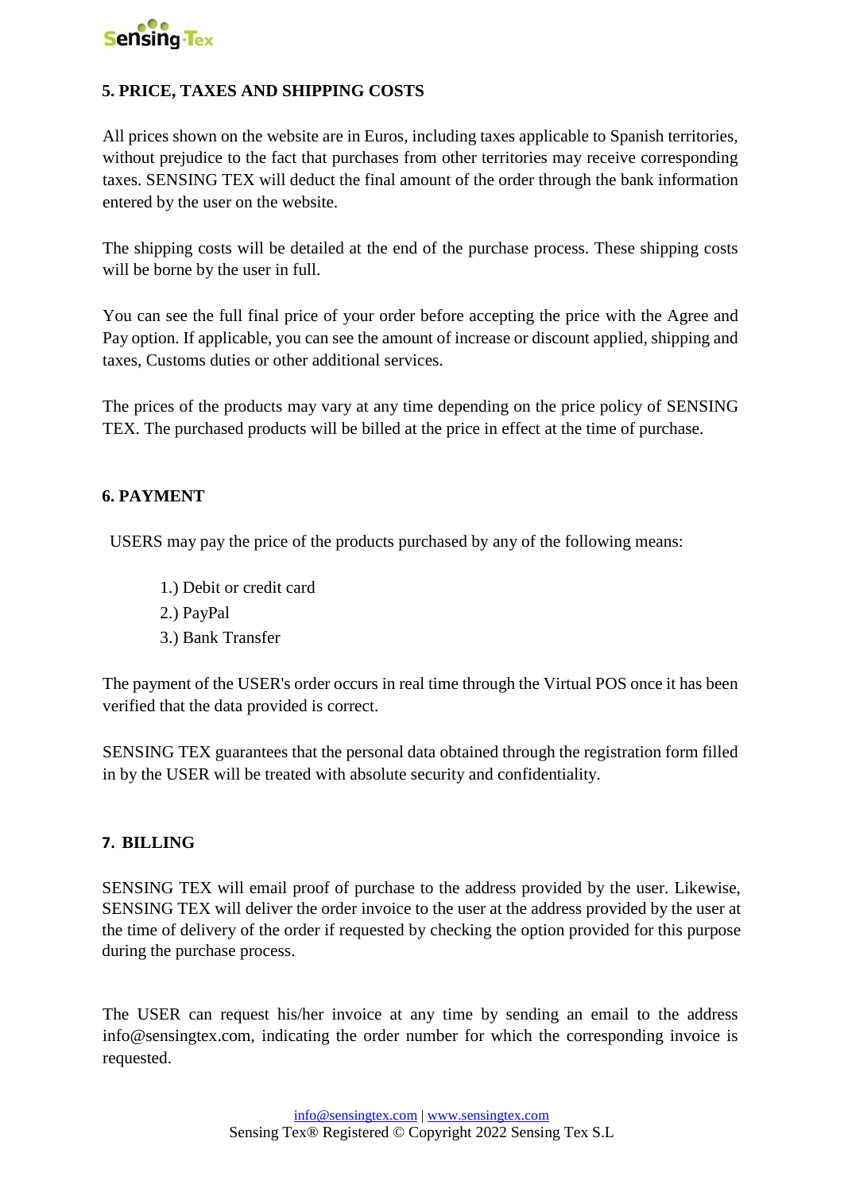## 5. PRICE, TAXES AND SHIPPING COSTS

All prices shown on the website are in Euros, including taxes applicable to Spanish territories, without prejudice to the fact that purchases from other territories may receive corresponding taxes. SENSING TEX will deduct the final amount of the order through the bank information entered by the user on the website.

The shipping costs will be detailed at the end of the purchase process. These shipping costs will be borne by the user in full.

You can see the full final price of your order before accepting the price with the Agree and Pay option. If applicable, you can see the amount of increase or discount applied, shipping and taxes, Customs duties or other additional services.

The prices of the products may vary at any time depending on the price policy of SENSING TEX. The purchased products will be billed at the price in effect at the time of purchase.

## 6. PAYMENT

USERS may pay the price of the products purchased by any of the following means:

1.) Debit or credit card
2.) PayPal
3.) Bank Transfer

The payment of the USER's order occurs in real time through the Virtual POS once it has been verified that the data provided is correct.

SENSING TEX guarantees that the personal data obtained through the registration form filled in by the USER will be treated with absolute security and confidentiality.

## 7. BILLING

SENSING TEX will email proof of purchase to the address provided by the user. Likewise, SENSING TEX will deliver the order invoice to the user at the address provided by the user at the time of delivery of the order if requested by checking the option provided for this purpose during the purchase process.

The USER can request his/her invoice at any time by sending an email to the address info@sensingtex.com, indicating the order number for which the corresponding invoice is requested.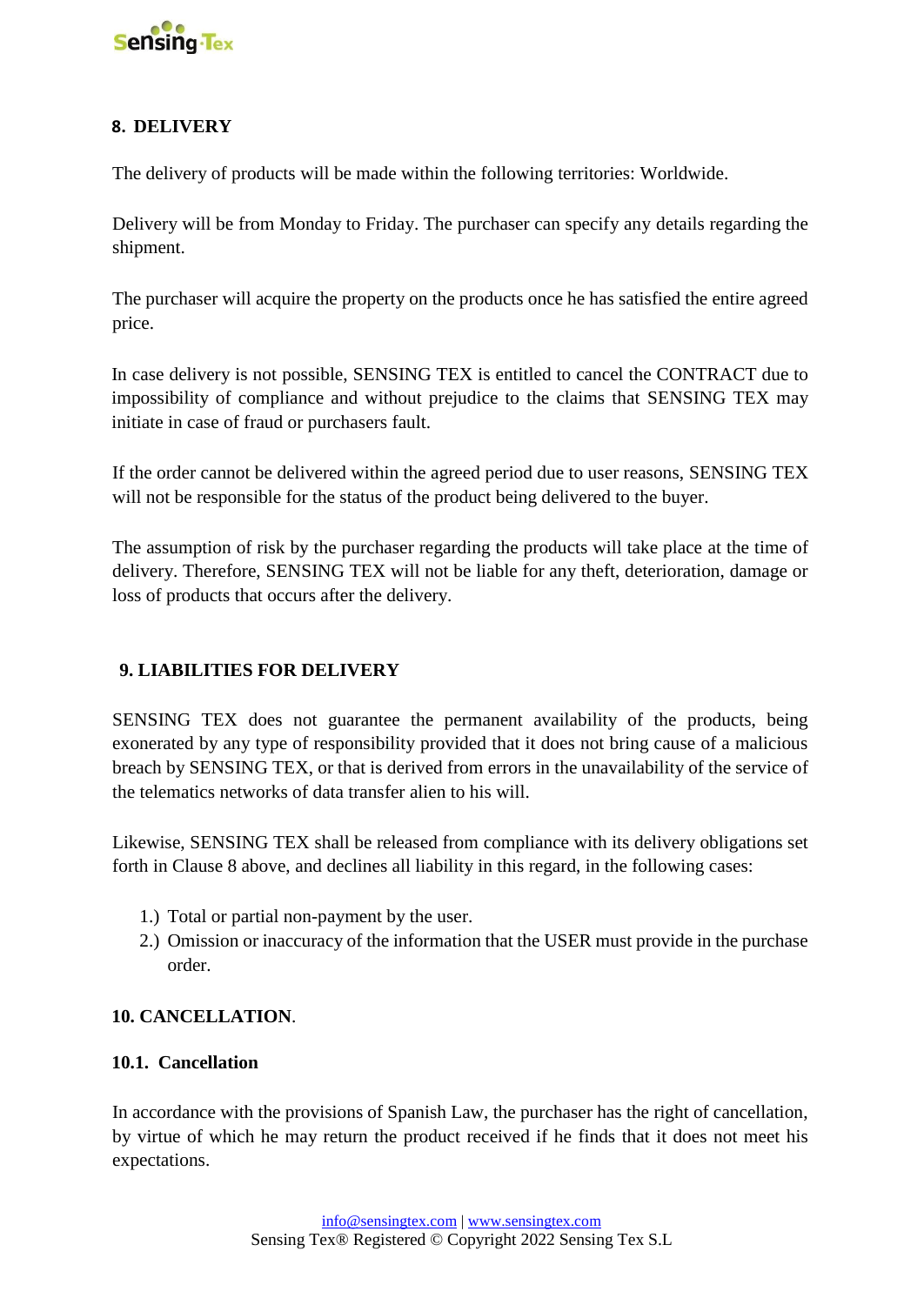## 8. DELIVERY

The delivery of products will be made within the following territories: Worldwide.

Delivery will be from Monday to Friday. The purchaser can specify any details regarding the shipment.

The purchaser will acquire the property on the products once he has satisfied the entire agreed price.

In case delivery is not possible, SENSING TEX is entitled to cancel the CONTRACT due to impossibility of compliance and without prejudice to the claims that SENSING TEX may initiate in case of fraud or purchasers fault.

If the order cannot be delivered within the agreed period due to user reasons, SENSING TEX will not be responsible for the status of the product being delivered to the buyer.

The assumption of risk by the purchaser regarding the products will take place at the time of delivery. Therefore, SENSING TEX will not be liable for any theft, deterioration, damage or loss of products that occurs after the delivery.

## 9. LIABILITIES FOR DELIVERY

SENSING TEX does not guarantee the permanent availability of the products, being exonerated by any type of responsibility provided that it does not bring cause of a malicious breach by SENSING TEX, or that is derived from errors in the unavailability of the service of the telematics networks of data transfer alien to his will.

Likewise, SENSING TEX shall be released from compliance with its delivery obligations set forth in Clause 8 above, and declines all liability in this regard, in the following cases:

1.) Total or partial non-payment by the user.
2.) Omission or inaccuracy of the information that the USER must provide in the purchase order.

## 10. CANCELLATION.

### 10.1. Cancellation

In accordance with the provisions of Spanish Law, the purchaser has the right of cancellation, by virtue of which he may return the product received if he finds that it does not meet his expectations.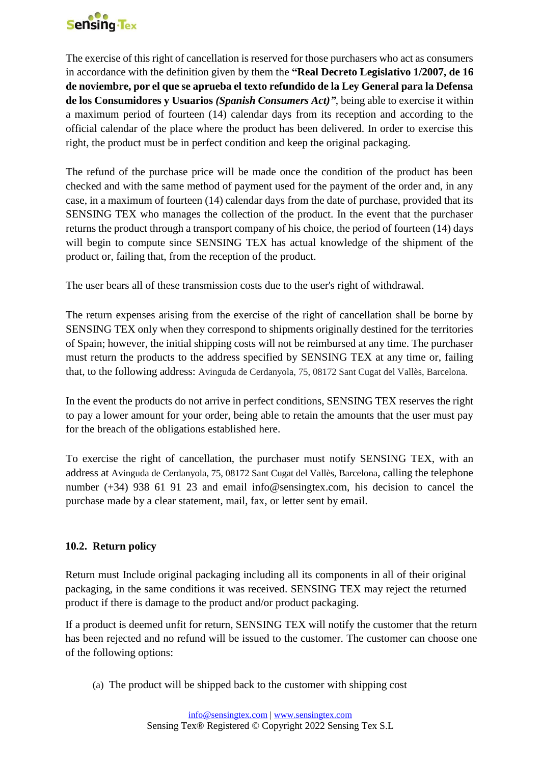The exercise of this right of cancellation is reserved for those purchasers who act as consumers in accordance with the definition given by them the **"Real Decreto Legislativo 1/2007, de 16 de noviembre, por el que se aprueba el texto refundido de la Ley General para la Defensa de los Consumidores y Usuarios *(Spanish Consumers Act)*"**, being able to exercise it within a maximum period of fourteen (14) calendar days from its reception and according to the official calendar of the place where the product has been delivered. In order to exercise this right, the product must be in perfect condition and keep the original packaging.

The refund of the purchase price will be made once the condition of the product has been checked and with the same method of payment used for the payment of the order and, in any case, in a maximum of fourteen (14) calendar days from the date of purchase, provided that its SENSING TEX who manages the collection of the product. In the event that the purchaser returns the product through a transport company of his choice, the period of fourteen (14) days will begin to compute since SENSING TEX has actual knowledge of the shipment of the product or, failing that, from the reception of the product.

The user bears all of these transmission costs due to the user's right of withdrawal.

The return expenses arising from the exercise of the right of cancellation shall be borne by SENSING TEX only when they correspond to shipments originally destined for the territories of Spain; however, the initial shipping costs will not be reimbursed at any time. The purchaser must return the products to the address specified by SENSING TEX at any time or, failing that, to the following address: Avinguda de Cerdanyola, 75, 08172 Sant Cugat del Vallès, Barcelona.

In the event the products do not arrive in perfect conditions, SENSING TEX reserves the right to pay a lower amount for your order, being able to retain the amounts that the user must pay for the breach of the obligations established here.

To exercise the right of cancellation, the purchaser must notify SENSING TEX, with an address at Avinguda de Cerdanyola, 75, 08172 Sant Cugat del Vallès, Barcelona, calling the telephone number (+34) 938 61 91 23 and email info@sensingtex.com, his decision to cancel the purchase made by a clear statement, mail, fax, or letter sent by email.

### 10.2. Return policy

Return must Include original packaging including all its components in all of their original packaging, in the same conditions it was received. SENSING TEX may reject the returned product if there is damage to the product and/or product packaging.

If a product is deemed unfit for return, SENSING TEX will notify the customer that the return has been rejected and no refund will be issued to the customer. The customer can choose one of the following options:

(a) The product will be shipped back to the customer with shipping cost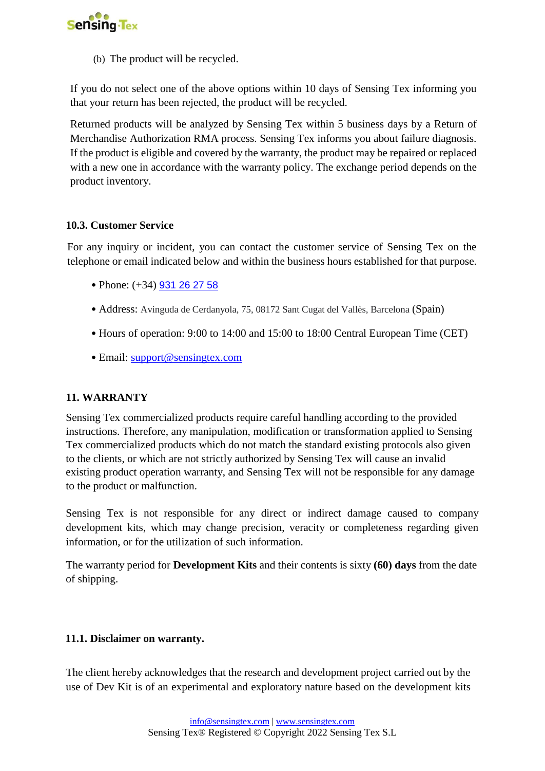(b) The product will be recycled.

If you do not select one of the above options within 10 days of Sensing Tex informing you that your return has been rejected, the product will be recycled.

Returned products will be analyzed by Sensing Tex within 5 business days by a Return of Merchandise Authorization RMA process. Sensing Tex informs you about failure diagnosis. If the product is eligible and covered by the warranty, the product may be repaired or replaced with a new one in accordance with the warranty policy. The exchange period depends on the product inventory.

### 10.3. Customer Service

For any inquiry or incident, you can contact the customer service of Sensing Tex on the telephone or email indicated below and within the business hours established for that purpose.

- Phone: (+34) 931 26 27 58
- Address: Avinguda de Cerdanyola, 75, 08172 Sant Cugat del Vallès, Barcelona (Spain)
- Hours of operation: 9:00 to 14:00 and 15:00 to 18:00 Central European Time (CET)
- Email: support@sensingtex.com

## 11. WARRANTY

Sensing Tex commercialized products require careful handling according to the provided instructions. Therefore, any manipulation, modification or transformation applied to Sensing Tex commercialized products which do not match the standard existing protocols also given to the clients, or which are not strictly authorized by Sensing Tex will cause an invalid existing product operation warranty, and Sensing Tex will not be responsible for any damage to the product or malfunction.

Sensing Tex is not responsible for any direct or indirect damage caused to company development kits, which may change precision, veracity or completeness regarding given information, or for the utilization of such information.

The warranty period for **Development Kits** and their contents is sixty **(60) days** from the date of shipping.

### 11.1. Disclaimer on warranty.

The client hereby acknowledges that the research and development project carried out by the use of Dev Kit is of an experimental and exploratory nature based on the development kits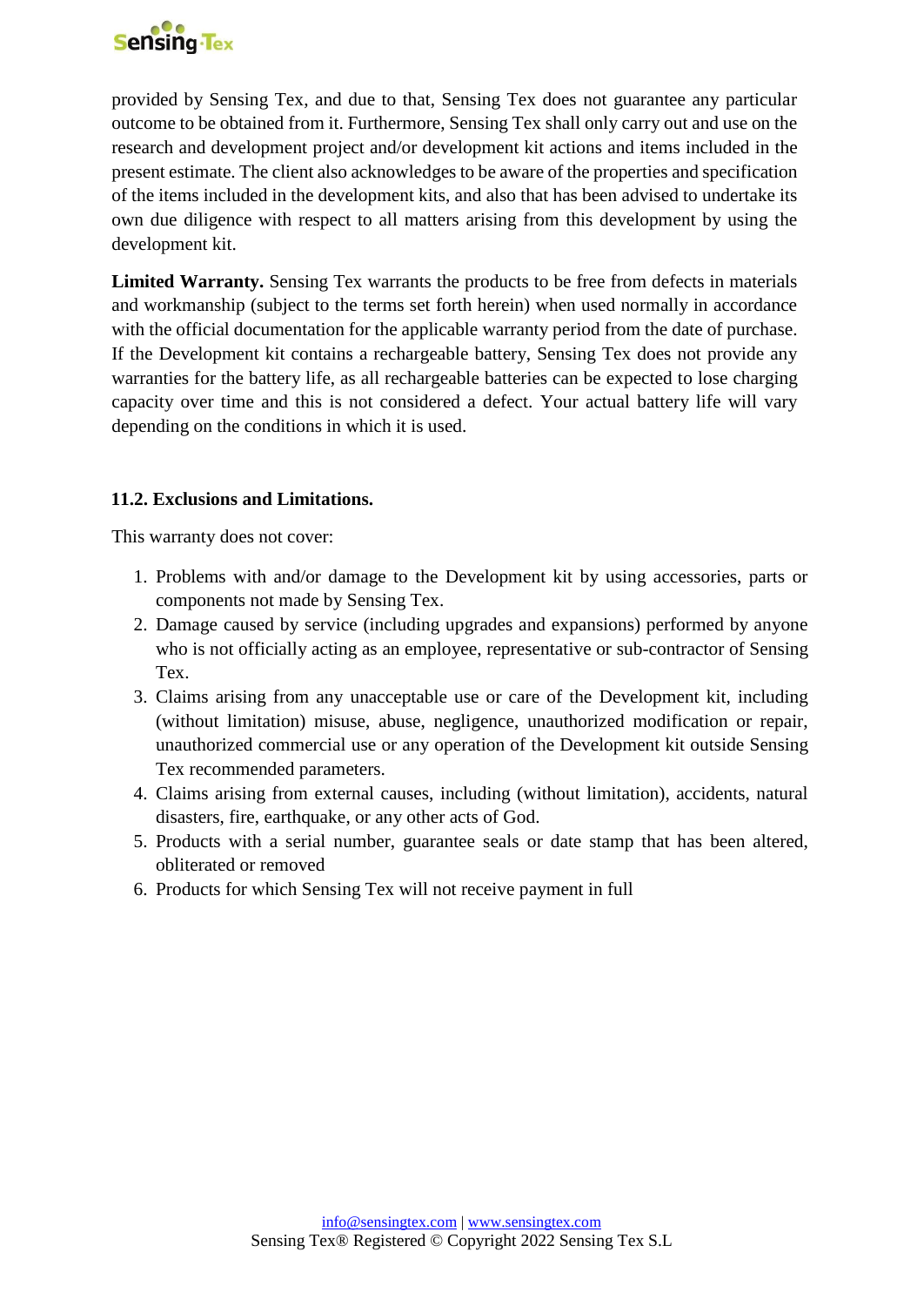provided by Sensing Tex, and due to that, Sensing Tex does not guarantee any particular outcome to be obtained from it. Furthermore, Sensing Tex shall only carry out and use on the research and development project and/or development kit actions and items included in the present estimate. The client also acknowledges to be aware of the properties and specification of the items included in the development kits, and also that has been advised to undertake its own due diligence with respect to all matters arising from this development by using the development kit.

**Limited Warranty.** Sensing Tex warrants the products to be free from defects in materials and workmanship (subject to the terms set forth herein) when used normally in accordance with the official documentation for the applicable warranty period from the date of purchase. If the Development kit contains a rechargeable battery, Sensing Tex does not provide any warranties for the battery life, as all rechargeable batteries can be expected to lose charging capacity over time and this is not considered a defect. Your actual battery life will vary depending on the conditions in which it is used.

### 11.2. Exclusions and Limitations.

This warranty does not cover:

1. Problems with and/or damage to the Development kit by using accessories, parts or components not made by Sensing Tex.
2. Damage caused by service (including upgrades and expansions) performed by anyone who is not officially acting as an employee, representative or sub-contractor of Sensing Tex.
3. Claims arising from any unacceptable use or care of the Development kit, including (without limitation) misuse, abuse, negligence, unauthorized modification or repair, unauthorized commercial use or any operation of the Development kit outside Sensing Tex recommended parameters.
4. Claims arising from external causes, including (without limitation), accidents, natural disasters, fire, earthquake, or any other acts of God.
5. Products with a serial number, guarantee seals or date stamp that has been altered, obliterated or removed
6. Products for which Sensing Tex will not receive payment in full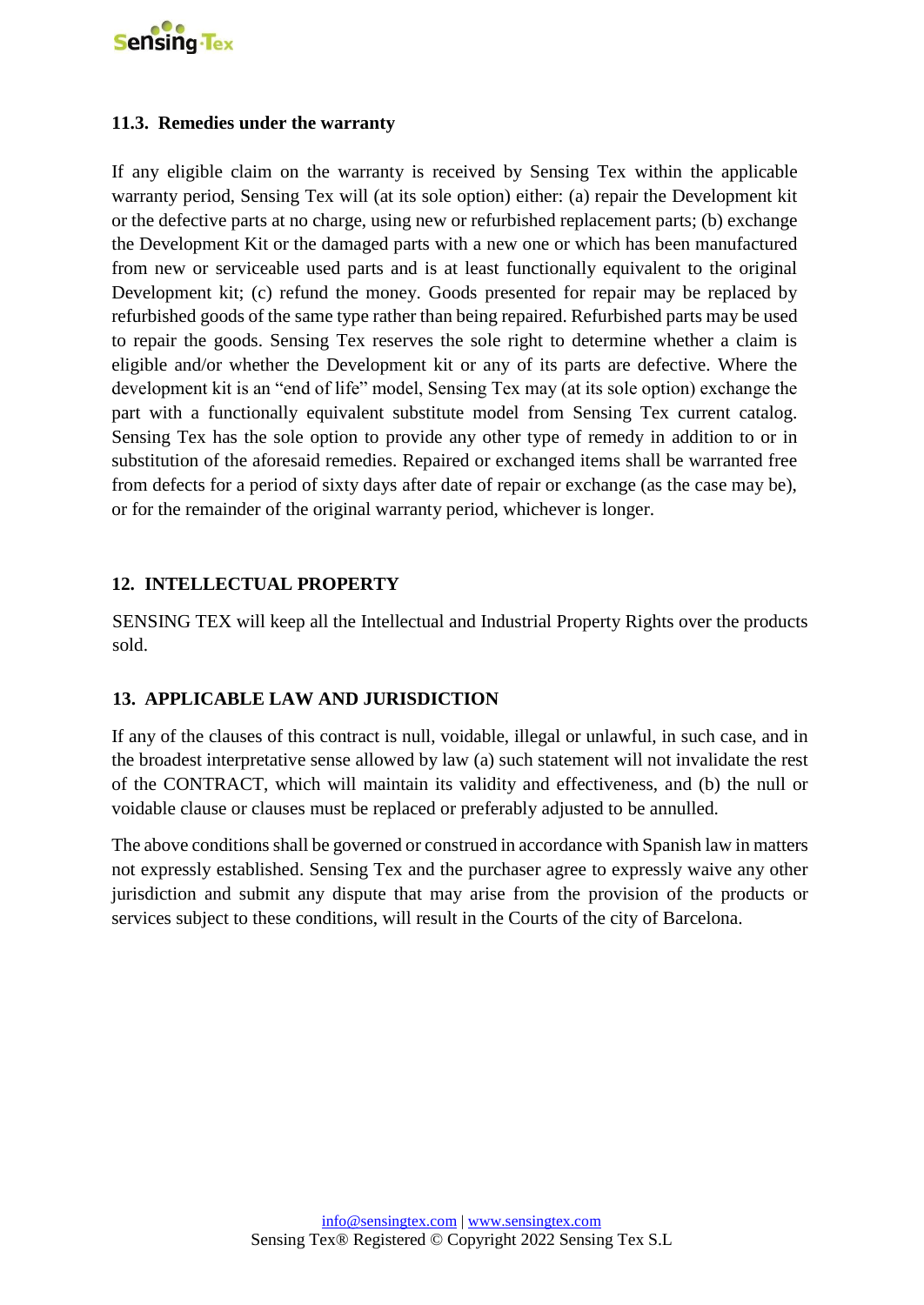### 11.3. Remedies under the warranty

If any eligible claim on the warranty is received by Sensing Tex within the applicable warranty period, Sensing Tex will (at its sole option) either: (a) repair the Development kit or the defective parts at no charge, using new or refurbished replacement parts; (b) exchange the Development Kit or the damaged parts with a new one or which has been manufactured from new or serviceable used parts and is at least functionally equivalent to the original Development kit; (c) refund the money. Goods presented for repair may be replaced by refurbished goods of the same type rather than being repaired. Refurbished parts may be used to repair the goods. Sensing Tex reserves the sole right to determine whether a claim is eligible and/or whether the Development kit or any of its parts are defective. Where the development kit is an "end of life" model, Sensing Tex may (at its sole option) exchange the part with a functionally equivalent substitute model from Sensing Tex current catalog. Sensing Tex has the sole option to provide any other type of remedy in addition to or in substitution of the aforesaid remedies. Repaired or exchanged items shall be warranted free from defects for a period of sixty days after date of repair or exchange (as the case may be), or for the remainder of the original warranty period, whichever is longer.

## 12. INTELLECTUAL PROPERTY

SENSING TEX will keep all the Intellectual and Industrial Property Rights over the products sold.

## 13. APPLICABLE LAW AND JURISDICTION

If any of the clauses of this contract is null, voidable, illegal or unlawful, in such case, and in the broadest interpretative sense allowed by law (a) such statement will not invalidate the rest of the CONTRACT, which will maintain its validity and effectiveness, and (b) the null or voidable clause or clauses must be replaced or preferably adjusted to be annulled.

The above conditions shall be governed or construed in accordance with Spanish law in matters not expressly established. Sensing Tex and the purchaser agree to expressly waive any other jurisdiction and submit any dispute that may arise from the provision of the products or services subject to these conditions, will result in the Courts of the city of Barcelona.